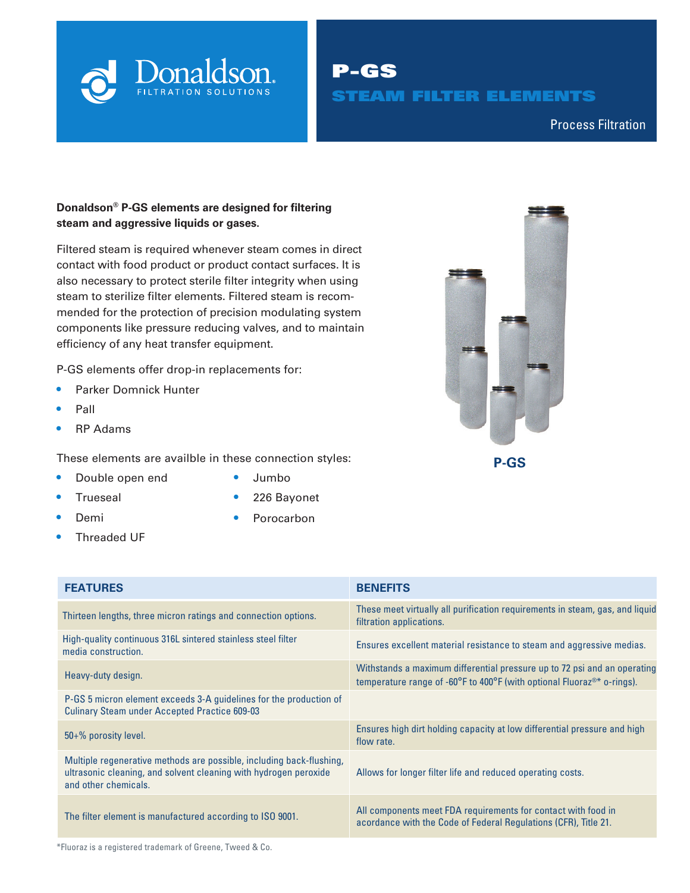# P-GS

## STEAM FILTER ELEMENTS

Process Filtration

**Donaldson® P-GS elements are designed for filtering steam and aggressive liquids or gases.**

Filtered steam is required whenever steam comes in direct contact with food product or product contact surfaces. It is also necessary to protect sterile filter integrity when using steam to sterilize filter elements. Filtered steam is recommended for the protection of precision modulating system components like pressure reducing valves, and to maintain efficiency of any heat transfer equipment.

P-GS elements offer drop-in replacements for:

- Parker Domnick Hunter
- Pall
- RP Adams

These elements are availble in these connection styles:

- Double open end
- Trueseal
- Demi
- Threaded UF
- Jumbo
- 226 Bayonet
- Porocarbon

P-GS

| FEATURES | BENEFITS |
|---|---|
| Thirteen lengths, three micron ratings and connection options. | These meet virtually all purification requirements in steam, gas, and liquid filtration applications. |
| High-quality continuous 316L sintered stainless steel filter media construction. | Ensures excellent material resistance to steam and aggressive medias. |
| Heavy-duty design. | Withstands a maximum differential pressure up to 72 psi and an operating temperature range of -60°F to 400°F (with optional Fluoraz®* o-rings). |
| P-GS 5 micron element exceeds 3-A guidelines for the production of Culinary Steam under Accepted Practice 609-03 | |
| 50+% porosity level. | Ensures high dirt holding capacity at low differential pressure and high flow rate. |
| Multiple regenerative methods are possible, including back-flushing, ultrasonic cleaning, and solvent cleaning with hydrogen peroxide and other chemicals. | Allows for longer filter life and reduced operating costs. |
| The filter element is manufactured according to ISO 9001. | All components meet FDA requirements for contact with food in acordance with the Code of Federal Regulations (CFR), Title 21. |

*Fluoraz is a registered trademark of Greene, Tweed & Co.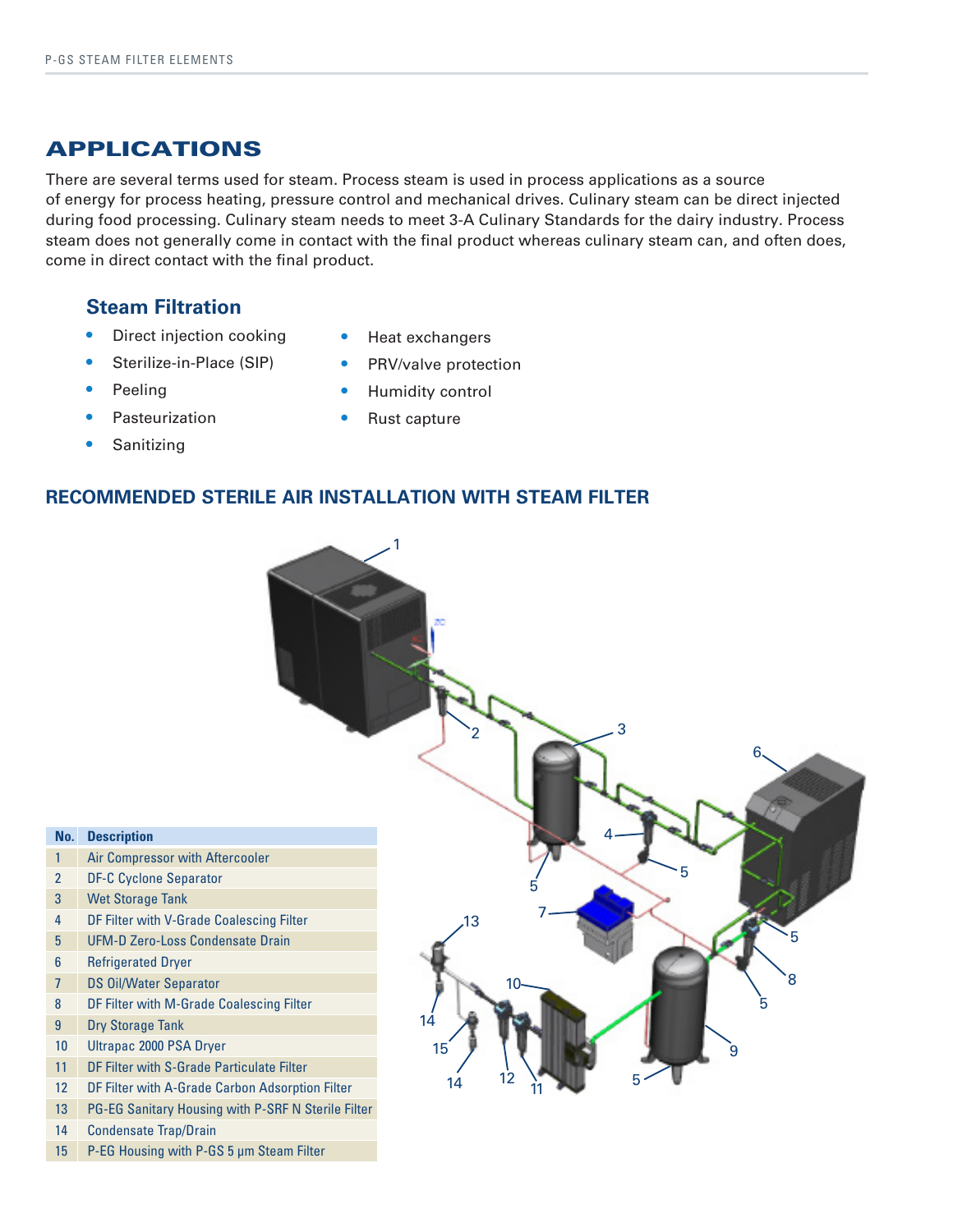## APPLICATIONS

There are several terms used for steam. Process steam is used in process applications as a source of energy for process heating, pressure control and mechanical drives. Culinary steam can be direct injected during food processing. Culinary steam needs to meet 3-A Culinary Standards for the dairy industry. Process steam does not generally come in contact with the final product whereas culinary steam can, and often does, come in direct contact with the final product.

### Steam Filtration

- Direct injection cooking
- Sterilize-in-Place (SIP)
- Peeling
- Pasteurization
- Sanitizing
- Heat exchangers
- PRV/valve protection
- Humidity control
- Rust capture

### RECOMMENDED STERILE AIR INSTALLATION WITH STEAM FILTER

| No. | Description |
|---|---|
| 1 | Air Compressor with Aftercooler |
| 2 | DF-C Cyclone Separator |
| 3 | Wet Storage Tank |
| 4 | DF Filter with V-Grade Coalescing Filter |
| 5 | UFM-D Zero-Loss Condensate Drain |
| 6 | Refrigerated Dryer |
| 7 | DS Oil/Water Separator |
| 8 | DF Filter with M-Grade Coalescing Filter |
| 9 | Dry Storage Tank |
| 10 | Ultrapac 2000 PSA Dryer |
| 11 | DF Filter with S-Grade Particulate Filter |
| 12 | DF Filter with A-Grade Carbon Adsorption Filter |
| 13 | PG-EG Sanitary Housing with P-SRF N Sterile Filter |
| 14 | Condensate Trap/Drain |
| 15 | P-EG Housing with P-GS 5 µm Steam Filter |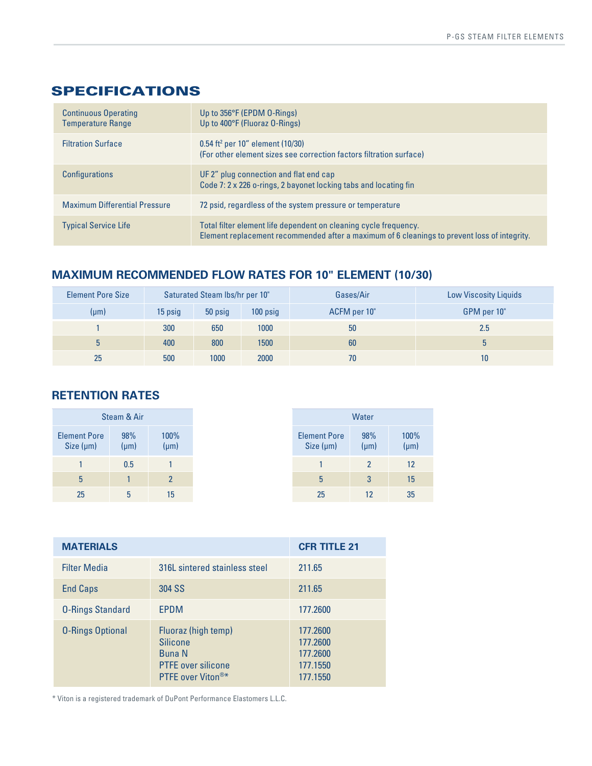## SPECIFICATIONS

| | |
|---|---|
| Continuous Operating Temperature Range | Up to 356°F (EPDM O-Rings)<br>Up to 400°F (Fluoraz O-Rings) |
| Filtration Surface | 0.54 $ft^2$ per 10" element (10/30)<br>(For other element sizes see correction factors filtration surface) |
| Configurations | UF 2" plug connection and flat end cap<br>Code 7: 2 x 226 o-rings, 2 bayonet locking tabs and locating fin |
| Maximum Differential Pressure | 72 psid, regardless of the system pressure or temperature |
| Typical Service Life | Total filter element life dependent on cleaning cycle frequency.<br>Element replacement recommended after a maximum of 6 cleanings to prevent loss of integrity. |

## MAXIMUM RECOMMENDED FLOW RATES FOR 10" ELEMENT (10/30)

| Element Pore Size | Saturated Steam lbs/hr per 10" | | | Gases/Air | Low Viscosity Liquids |
|---|---|---|---|---|---|
| (µm) | 15 psig | 50 psig | 100 psig | ACFM per 10" | GPM per 10" |
| 1 | 300 | 650 | 1000 | 50 | 2.5 |
| 5 | 400 | 800 | 1500 | 60 | 5 |
| 25 | 500 | 1000 | 2000 | 70 | 10 |

## RETENTION RATES

| Steam & Air | | |
|---|---|---|
| Element Pore Size (µm) | 98% (µm) | 100% (µm) |
| 1 | 0.5 | 1 |
| 5 | 1 | 2 |
| 25 | 5 | 15 |

| Water | | |
|---|---|---|
| Element Pore Size (µm) | 98% (µm) | 100% (µm) |
| 1 | 2 | 12 |
| 5 | 3 | 15 |
| 25 | 12 | 35 |

| MATERIALS | | CFR TITLE 21 |
|---|---|---|
| Filter Media | 316L sintered stainless steel | 211.65 |
| End Caps | 304 SS | 211.65 |
| O-Rings Standard | EPDM | 177.2600 |
| O-Rings Optional | Fluoraz (high temp)<br>Silicone<br>Buna N<br>PTFE over silicone<br>PTFE over Viton®* | 177.2600<br>177.2600<br>177.2600<br>177.1550<br>177.1550 |

* Viton is a registered trademark of DuPont Performance Elastomers L.L.C.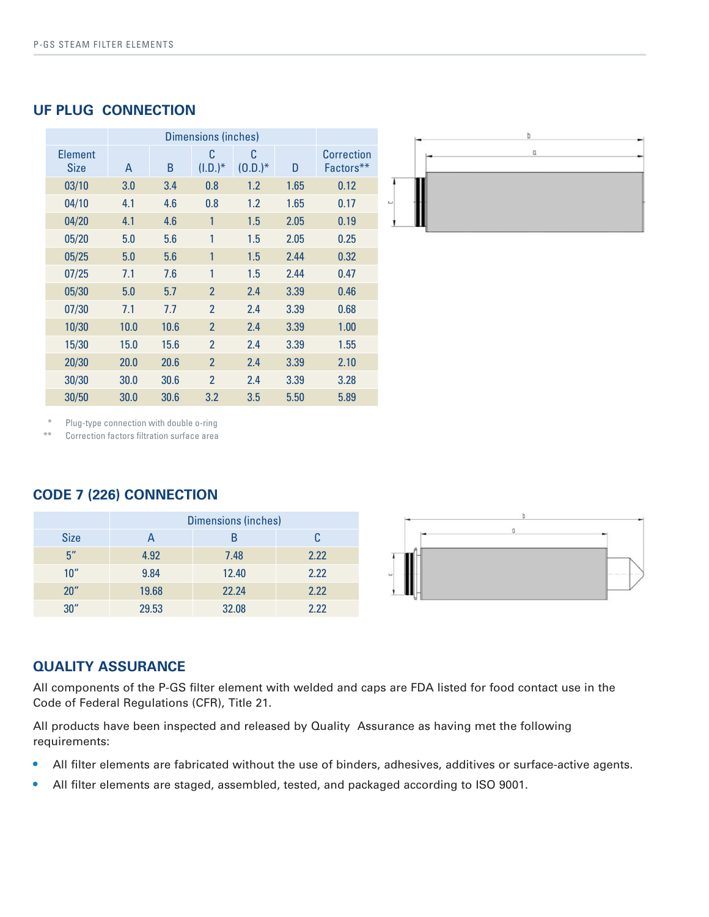## UF PLUG CONNECTION

| Element Size | Dimensions (inches) | | | | | Correction Factors** |
|---|---|---|---|---|---|---|
| | A | B | C (I.D.)* | C (O.D.)* | D | |
| 03/10 | 3.0 | 3.4 | 0.8 | 1.2 | 1.65 | 0.12 |
| 04/10 | 4.1 | 4.6 | 0.8 | 1.2 | 1.65 | 0.17 |
| 04/20 | 4.1 | 4.6 | 1 | 1.5 | 2.05 | 0.19 |
| 05/20 | 5.0 | 5.6 | 1 | 1.5 | 2.05 | 0.25 |
| 05/25 | 5.0 | 5.6 | 1 | 1.5 | 2.44 | 0.32 |
| 07/25 | 7.1 | 7.6 | 1 | 1.5 | 2.44 | 0.47 |
| 05/30 | 5.0 | 5.7 | 2 | 2.4 | 3.39 | 0.46 |
| 07/30 | 7.1 | 7.7 | 2 | 2.4 | 3.39 | 0.68 |
| 10/30 | 10.0 | 10.6 | 2 | 2.4 | 3.39 | 1.00 |
| 15/30 | 15.0 | 15.6 | 2 | 2.4 | 3.39 | 1.55 |
| 20/30 | 20.0 | 20.6 | 2 | 2.4 | 3.39 | 2.10 |
| 30/30 | 30.0 | 30.6 | 2 | 2.4 | 3.39 | 3.28 |
| 30/50 | 30.0 | 30.6 | 3.2 | 3.5 | 5.50 | 5.89 |

\* Plug-type connection with double o-ring

\*\* Correction factors filtration surface area

## CODE 7 (226) CONNECTION

| Size | Dimensions (inches) | | |
|---|---|---|---|
| | A | B | C |
| 5" | 4.92 | 7.48 | 2.22 |
| 10" | 9.84 | 12.40 | 2.22 |
| 20" | 19.68 | 22.24 | 2.22 |
| 30" | 29.53 | 32.08 | 2.22 |

## QUALITY ASSURANCE

All components of the P-GS filter element with welded and caps are FDA listed for food contact use in the Code of Federal Regulations (CFR), Title 21.

All products have been inspected and released by Quality Assurance as having met the following requirements:

- All filter elements are fabricated without the use of binders, adhesives, additives or surface-active agents.
- All filter elements are staged, assembled, tested, and packaged according to ISO 9001.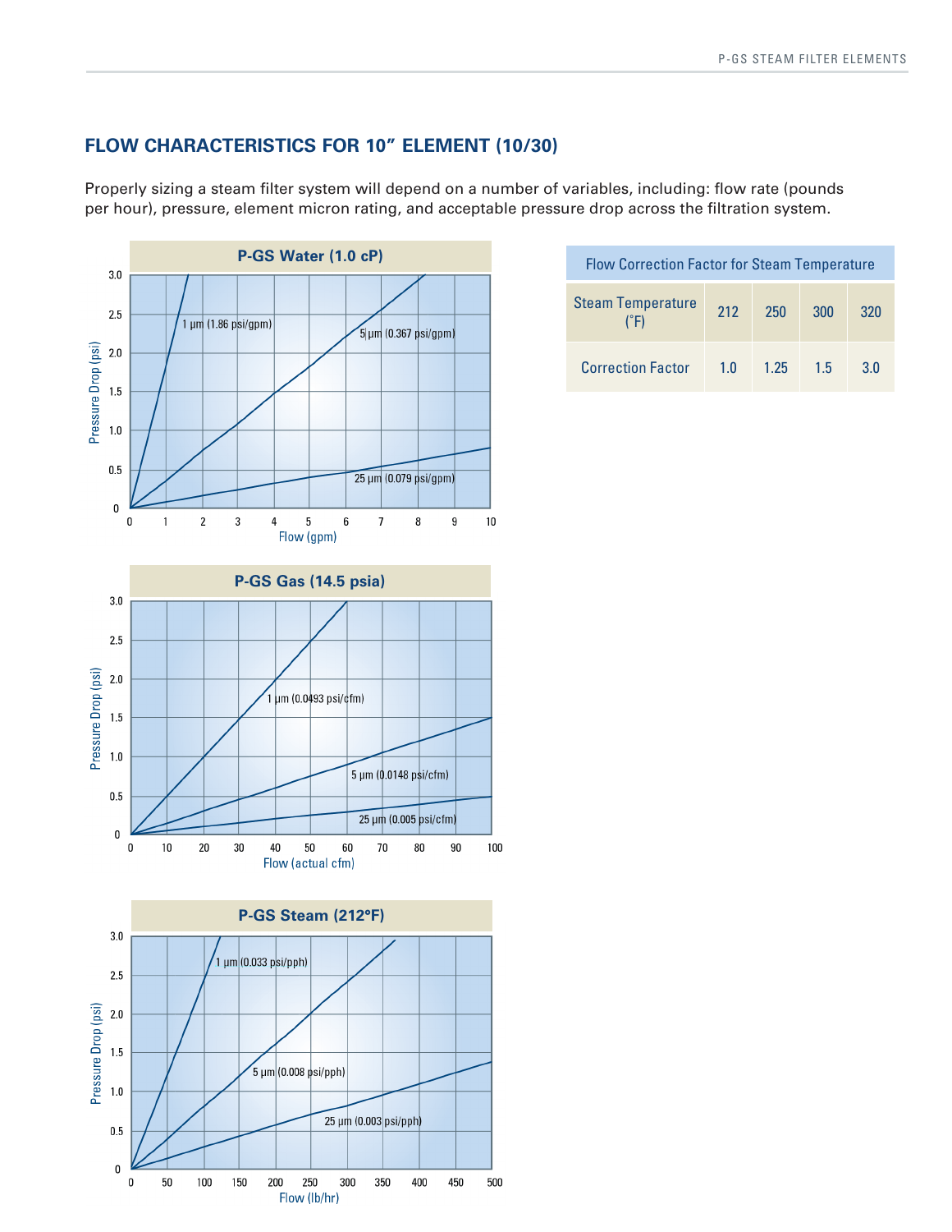## FLOW CHARACTERISTICS FOR 10" ELEMENT (10/30)

Properly sizing a steam filter system will depend on a number of variables, including: flow rate (pounds per hour), pressure, element micron rating, and acceptable pressure drop across the filtration system.

**P-GS Water (1.0 cP)**

- 1 µm (1.86 psi/gpm)
- 5 µm (0.367 psi/gpm)
- 25 µm (0.079 psi/gpm)

Pressure Drop (psi) vs. Flow (gpm)

**P-GS Gas (14.5 psia)**

- 1 µm (0.0493 psi/cfm)
- 5 µm (0.0148 psi/cfm)
- 25 µm (0.005 psi/cfm)

Pressure Drop (psi) vs. Flow (actual cfm)

**P-GS Steam (212°F)**

- 1 µm (0.033 psi/pph)
- 5 µm (0.008 psi/pph)
- 25 µm (0.003 psi/pph)

Pressure Drop (psi) vs. Flow (lb/hr)

| Flow Correction Factor for Steam Temperature | | | | |
|---|---|---|---|---|
| Steam Temperature (°F) | 212 | 250 | 300 | 320 |
| Correction Factor | 1.0 | 1.25 | 1.5 | 3.0 |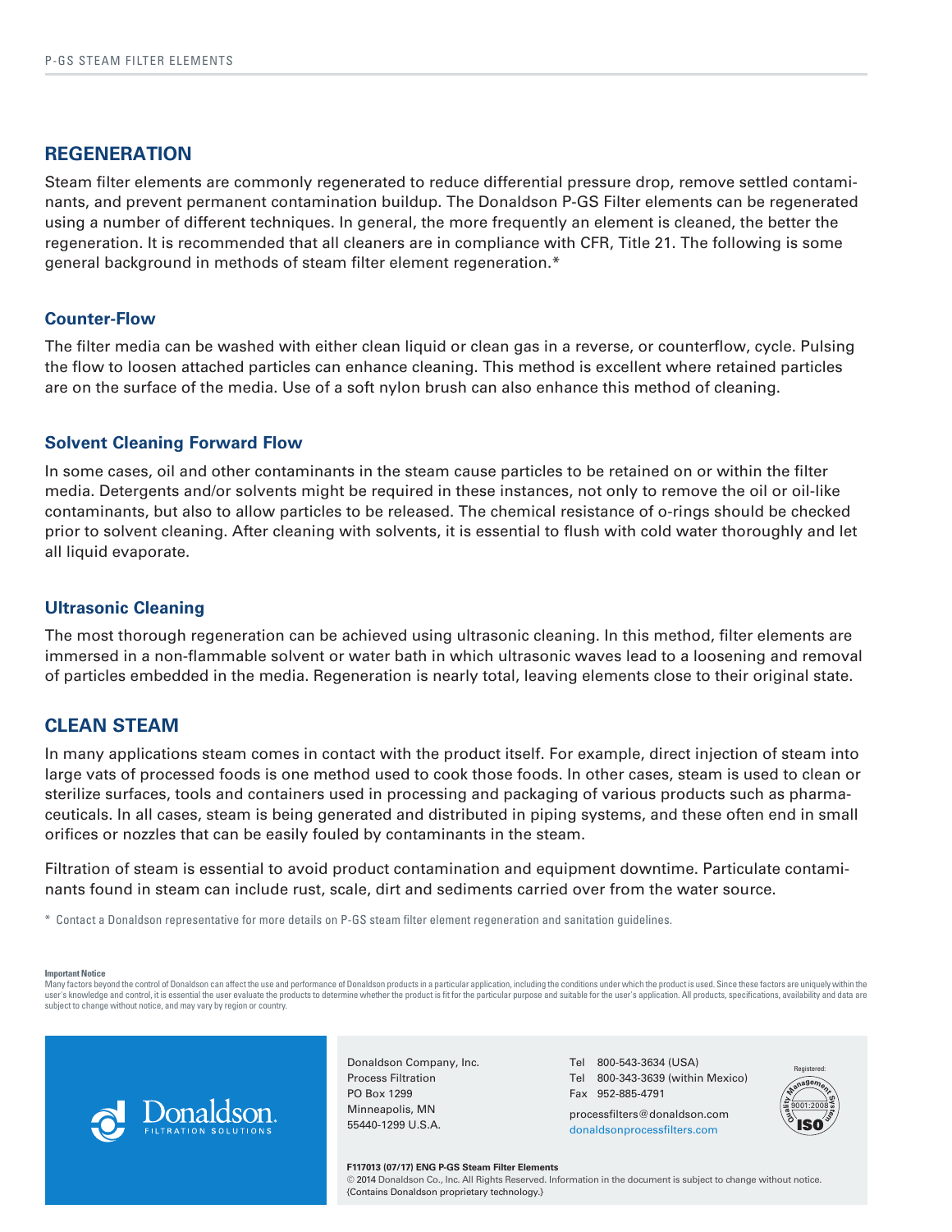## REGENERATION

Steam filter elements are commonly regenerated to reduce differential pressure drop, remove settled contaminants, and prevent permanent contamination buildup. The Donaldson P-GS Filter elements can be regenerated using a number of different techniques. In general, the more frequently an element is cleaned, the better the regeneration. It is recommended that all cleaners are in compliance with CFR, Title 21. The following is some general background in methods of steam filter element regeneration.*

### Counter-Flow

The filter media can be washed with either clean liquid or clean gas in a reverse, or counterflow, cycle. Pulsing the flow to loosen attached particles can enhance cleaning. This method is excellent where retained particles are on the surface of the media. Use of a soft nylon brush can also enhance this method of cleaning.

### Solvent Cleaning Forward Flow

In some cases, oil and other contaminants in the steam cause particles to be retained on or within the filter media. Detergents and/or solvents might be required in these instances, not only to remove the oil or oil-like contaminants, but also to allow particles to be released. The chemical resistance of o-rings should be checked prior to solvent cleaning. After cleaning with solvents, it is essential to flush with cold water thoroughly and let all liquid evaporate.

### Ultrasonic Cleaning

The most thorough regeneration can be achieved using ultrasonic cleaning. In this method, filter elements are immersed in a non-flammable solvent or water bath in which ultrasonic waves lead to a loosening and removal of particles embedded in the media. Regeneration is nearly total, leaving elements close to their original state.

## CLEAN STEAM

In many applications steam comes in contact with the product itself. For example, direct injection of steam into large vats of processed foods is one method used to cook those foods. In other cases, steam is used to clean or sterilize surfaces, tools and containers used in processing and packaging of various products such as pharmaceuticals. In all cases, steam is being generated and distributed in piping systems, and these often end in small orifices or nozzles that can be easily fouled by contaminants in the steam.

Filtration of steam is essential to avoid product contamination and equipment downtime. Particulate contaminants found in steam can include rust, scale, dirt and sediments carried over from the water source.

* Contact a Donaldson representative for more details on P-GS steam filter element regeneration and sanitation guidelines.

**Important Notice**
Many factors beyond the control of Donaldson can affect the use and performance of Donaldson products in a particular application, including the conditions under which the product is used. Since these factors are uniquely within the user's knowledge and control, it is essential the user evaluate the products to determine whether the product is fit for the particular purpose and suitable for the user's application. All products, specifications, availability and data are subject to change without notice, and may vary by region or country.

Donaldson. FILTRATION SOLUTIONS

Donaldson Company, Inc.
Process Filtration
PO Box 1299
Minneapolis, MN
55440-1299 U.S.A.

Tel 800-543-3634 (USA)
Tel 800-343-3639 (within Mexico)
Fax 952-885-4791

processfilters@donaldson.com
donaldsonprocessfilters.com

Registered: Quality Management System ISO 9001:2008

**F117013 (07/17) ENG P-GS Steam Filter Elements**
© 2014 Donaldson Co., Inc. All Rights Reserved. Information in the document is subject to change without notice.
{Contains Donaldson proprietary technology.}